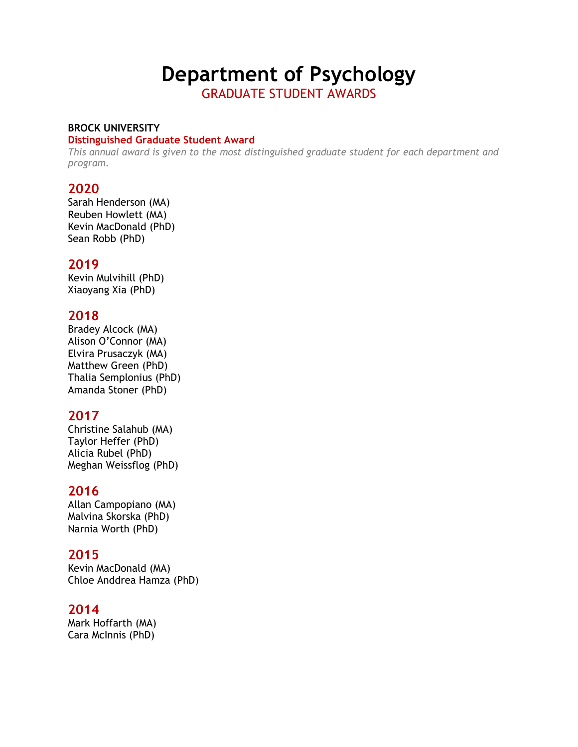# Department of Psychology

## GRADUATE STUDENT AWARDS

**BROCK UNIVERSITY**

**Distinguished Graduate Student Award**

*This annual award is given to the most distinguished graduate student for each department and program.*

### 2020

Sarah Henderson (MA)
Reuben Howlett (MA)
Kevin MacDonald (PhD)
Sean Robb (PhD)

### 2019

Kevin Mulvihill (PhD)
Xiaoyang Xia (PhD)

### 2018

Bradey Alcock (MA)
Alison O'Connor (MA)
Elvira Prusaczyk (MA)
Matthew Green (PhD)
Thalia Semplonius (PhD)
Amanda Stoner (PhD)

### 2017

Christine Salahub (MA)
Taylor Heffer (PhD)
Alicia Rubel (PhD)
Meghan Weissflog (PhD)

### 2016

Allan Campopiano (MA)
Malvina Skorska (PhD)
Narnia Worth (PhD)

### 2015

Kevin MacDonald (MA)
Chloe Anddrea Hamza (PhD)

### 2014

Mark Hoffarth (MA)
Cara McInnis (PhD)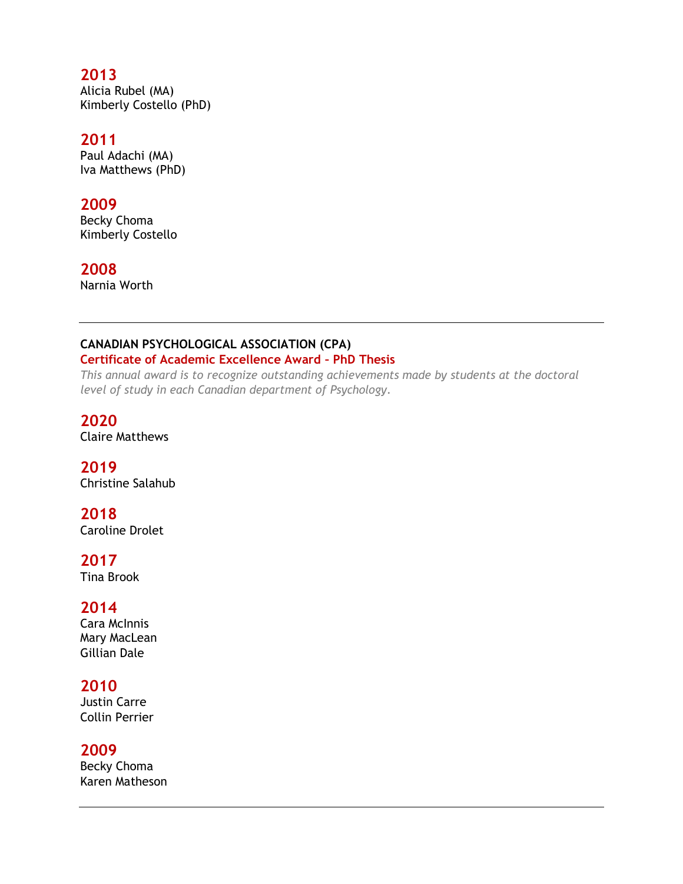### 2013
Alicia Rubel (MA)
Kimberly Costello (PhD)

### 2011
Paul Adachi (MA)
Iva Matthews (PhD)

### 2009
Becky Choma
Kimberly Costello

### 2008
Narnia Worth

---

**CANADIAN PSYCHOLOGICAL ASSOCIATION (CPA)**

**Certificate of Academic Excellence Award – PhD Thesis**

*This annual award is to recognize outstanding achievements made by students at the doctoral level of study in each Canadian department of Psychology.*

### 2020
Claire Matthews

### 2019
Christine Salahub

### 2018
Caroline Drolet

### 2017
Tina Brook

### 2014
Cara McInnis
Mary MacLean
Gillian Dale

### 2010
Justin Carre
Collin Perrier

### 2009
Becky Choma
Karen Matheson

---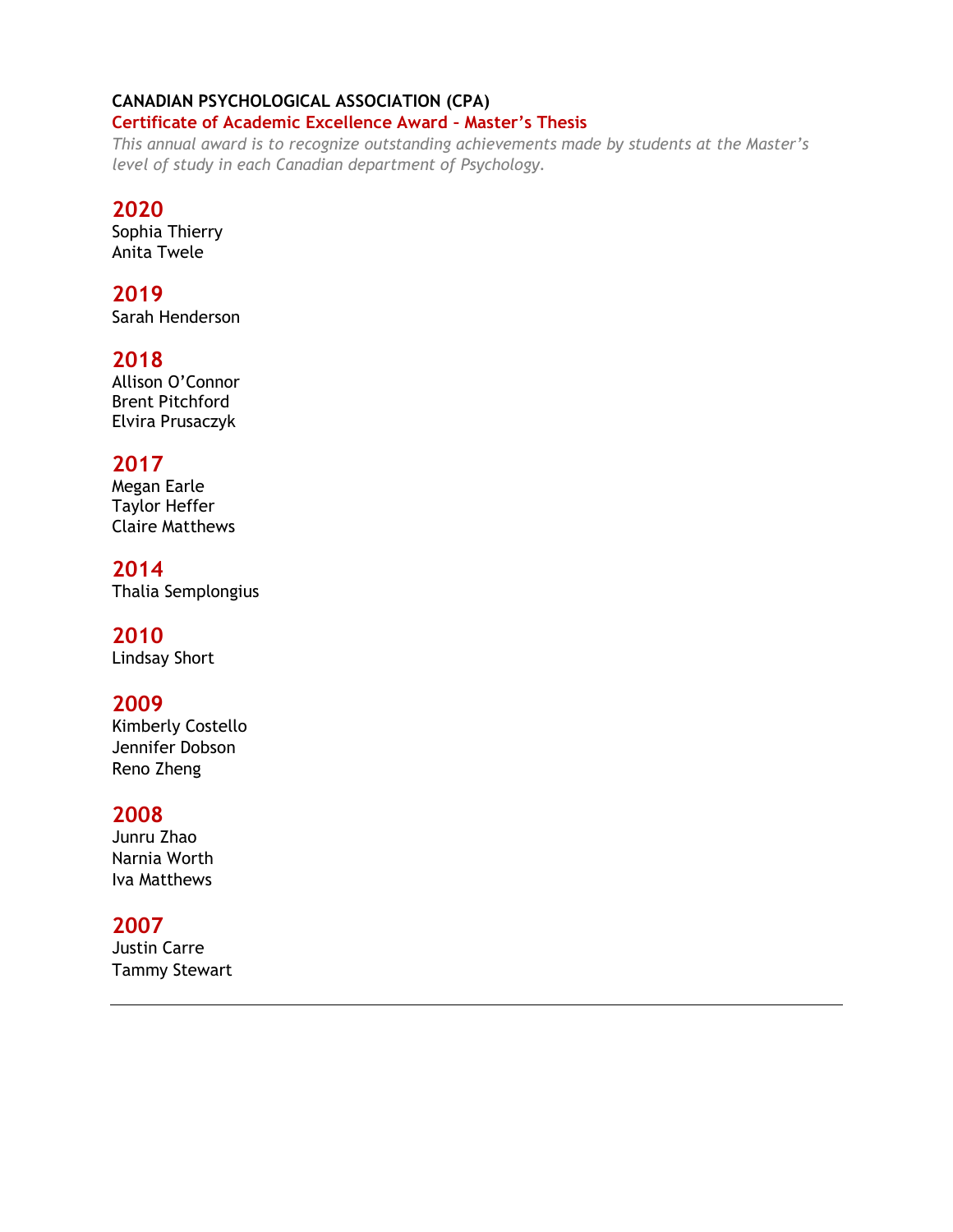**CANADIAN PSYCHOLOGICAL ASSOCIATION (CPA)**

**Certificate of Academic Excellence Award – Master's Thesis**

*This annual award is to recognize outstanding achievements made by students at the Master's level of study in each Canadian department of Psychology.*

## 2020

Sophia Thierry
Anita Twele

## 2019

Sarah Henderson

## 2018

Allison O'Connor
Brent Pitchford
Elvira Prusaczyk

## 2017

Megan Earle
Taylor Heffer
Claire Matthews

## 2014

Thalia Semplongius

## 2010

Lindsay Short

## 2009

Kimberly Costello
Jennifer Dobson
Reno Zheng

## 2008

Junru Zhao
Narnia Worth
Iva Matthews

## 2007

Justin Carre
Tammy Stewart

---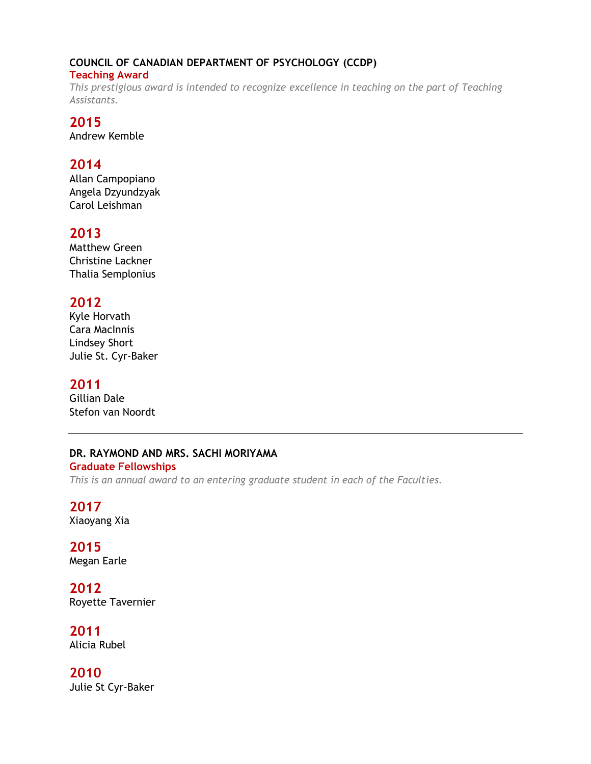## COUNCIL OF CANADIAN DEPARTMENT OF PSYCHOLOGY (CCDP)

### Teaching Award

*This prestigious award is intended to recognize excellence in teaching on the part of Teaching Assistants.*

#### 2015

Andrew Kemble

#### 2014

Allan Campopiano
Angela Dzyundzyak
Carol Leishman

#### 2013

Matthew Green
Christine Lackner
Thalia Semplonius

#### 2012

Kyle Horvath
Cara MacInnis
Lindsey Short
Julie St. Cyr-Baker

#### 2011

Gillian Dale
Stefon van Noordt

---

## DR. RAYMOND AND MRS. SACHI MORIYAMA

### Graduate Fellowships

*This is an annual award to an entering graduate student in each of the Faculties.*

#### 2017

Xiaoyang Xia

#### 2015

Megan Earle

#### 2012

Royette Tavernier

#### 2011

Alicia Rubel

#### 2010

Julie St Cyr-Baker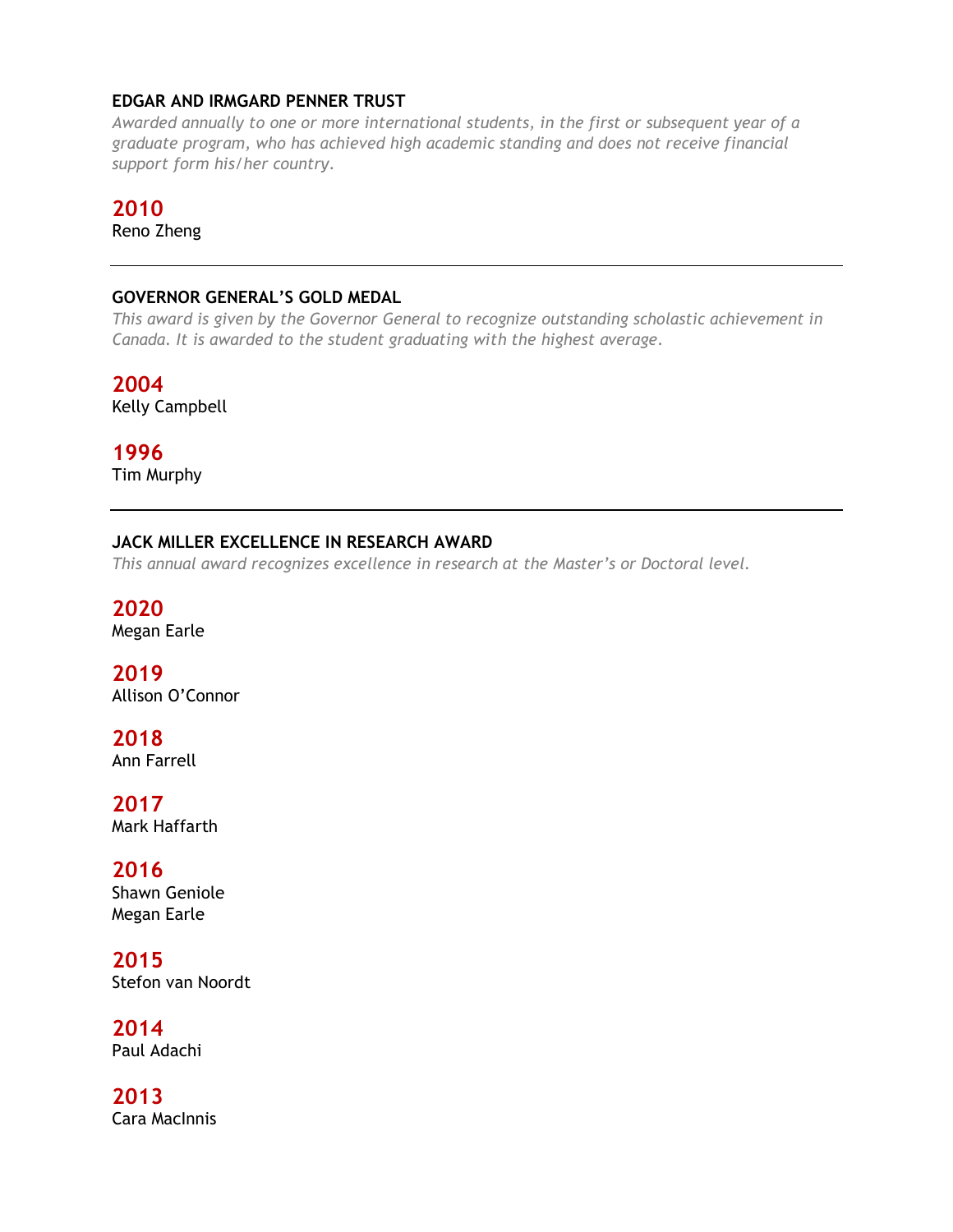### EDGAR AND IRMGARD PENNER TRUST

*Awarded annually to one or more international students, in the first or subsequent year of a graduate program, who has achieved high academic standing and does not receive financial support form his/her country.*

**2010**
Reno Zheng

---

### GOVERNOR GENERAL'S GOLD MEDAL

*This award is given by the Governor General to recognize outstanding scholastic achievement in Canada. It is awarded to the student graduating with the highest average.*

**2004**
Kelly Campbell

**1996**
Tim Murphy

---

### JACK MILLER EXCELLENCE IN RESEARCH AWARD

*This annual award recognizes excellence in research at the Master's or Doctoral level.*

**2020**
Megan Earle

**2019**
Allison O'Connor

**2018**
Ann Farrell

**2017**
Mark Haffarth

**2016**
Shawn Geniole
Megan Earle

**2015**
Stefon van Noordt

**2014**
Paul Adachi

**2013**
Cara MacInnis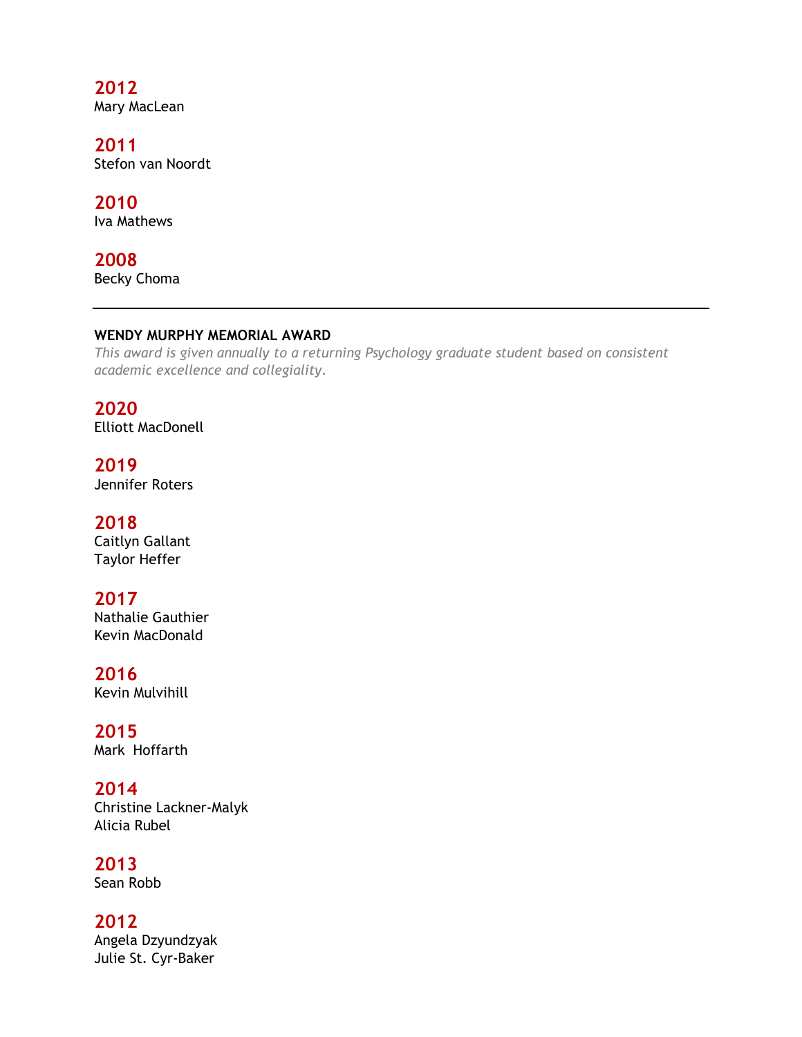### 2012
Mary MacLean

### 2011
Stefon van Noordt

### 2010
Iva Mathews

### 2008
Becky Choma

---

## WENDY MURPHY MEMORIAL AWARD

*This award is given annually to a returning Psychology graduate student based on consistent academic excellence and collegiality.*

### 2020
Elliott MacDonell

### 2019
Jennifer Roters

### 2018
Caitlyn Gallant
Taylor Heffer

### 2017
Nathalie Gauthier
Kevin MacDonald

### 2016
Kevin Mulvihill

### 2015
Mark Hoffarth

### 2014
Christine Lackner-Malyk
Alicia Rubel

### 2013
Sean Robb

### 2012
Angela Dzyundzyak
Julie St. Cyr-Baker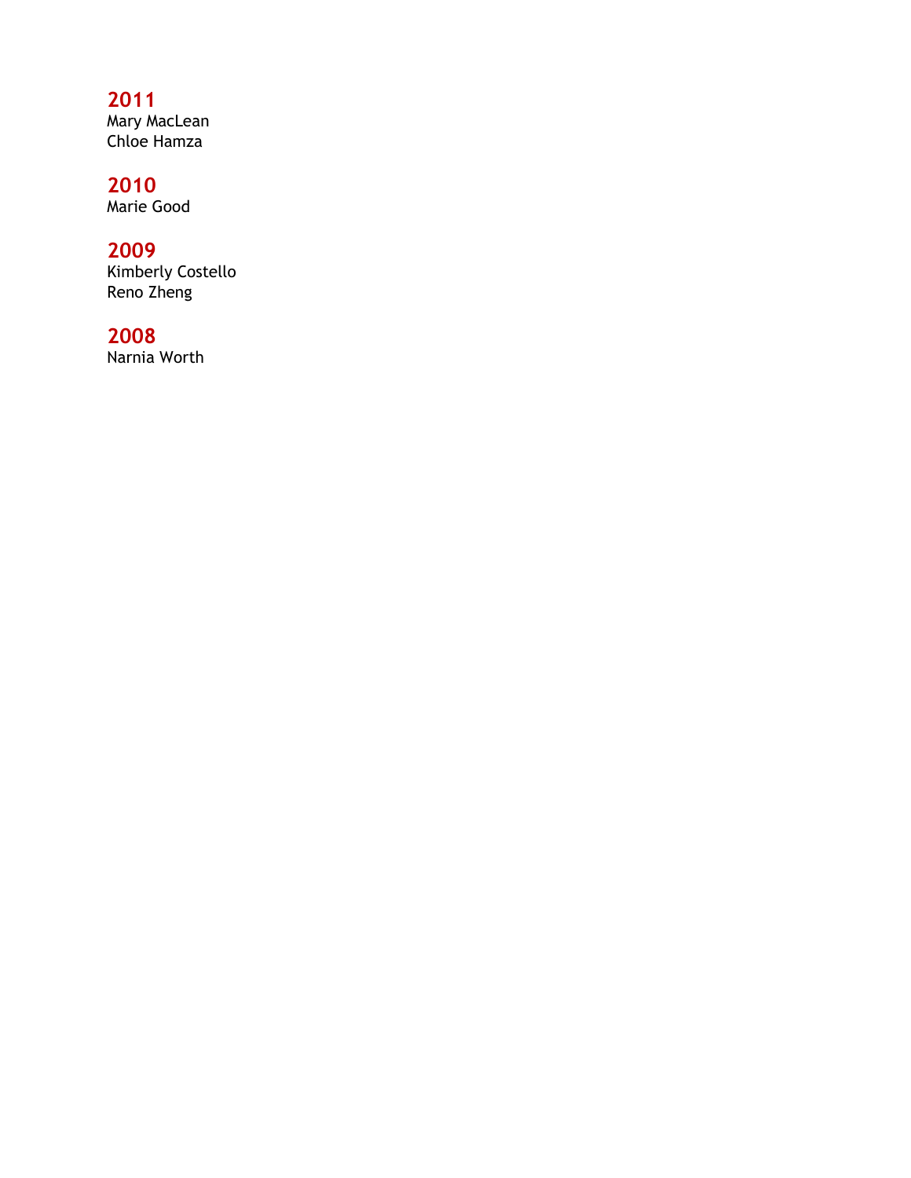## 2011

Mary MacLean
Chloe Hamza

## 2010

Marie Good

## 2009

Kimberly Costello
Reno Zheng

## 2008

Narnia Worth